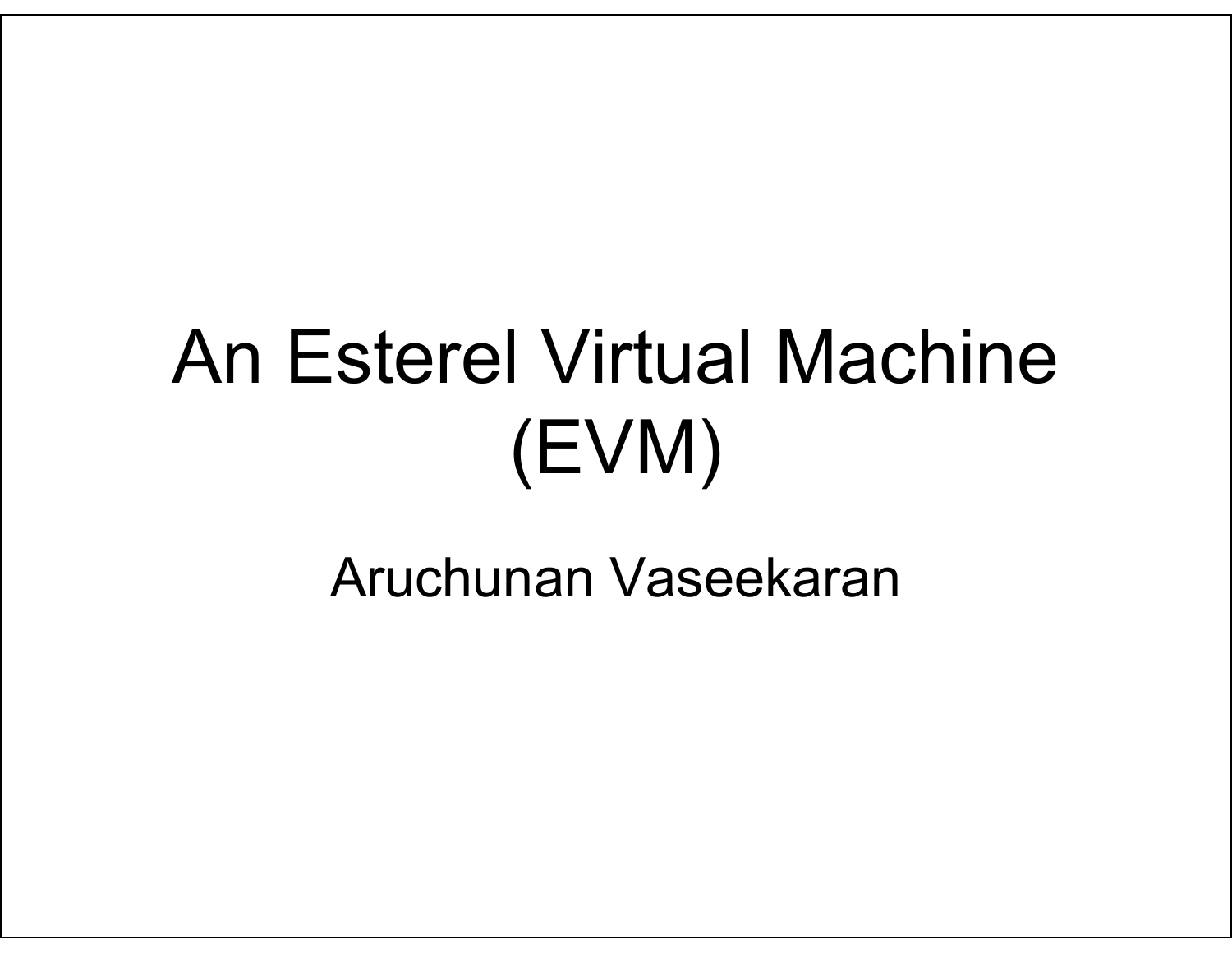# An Esterel Virtual Machine (EVM)

Aruchunan Vaseekaran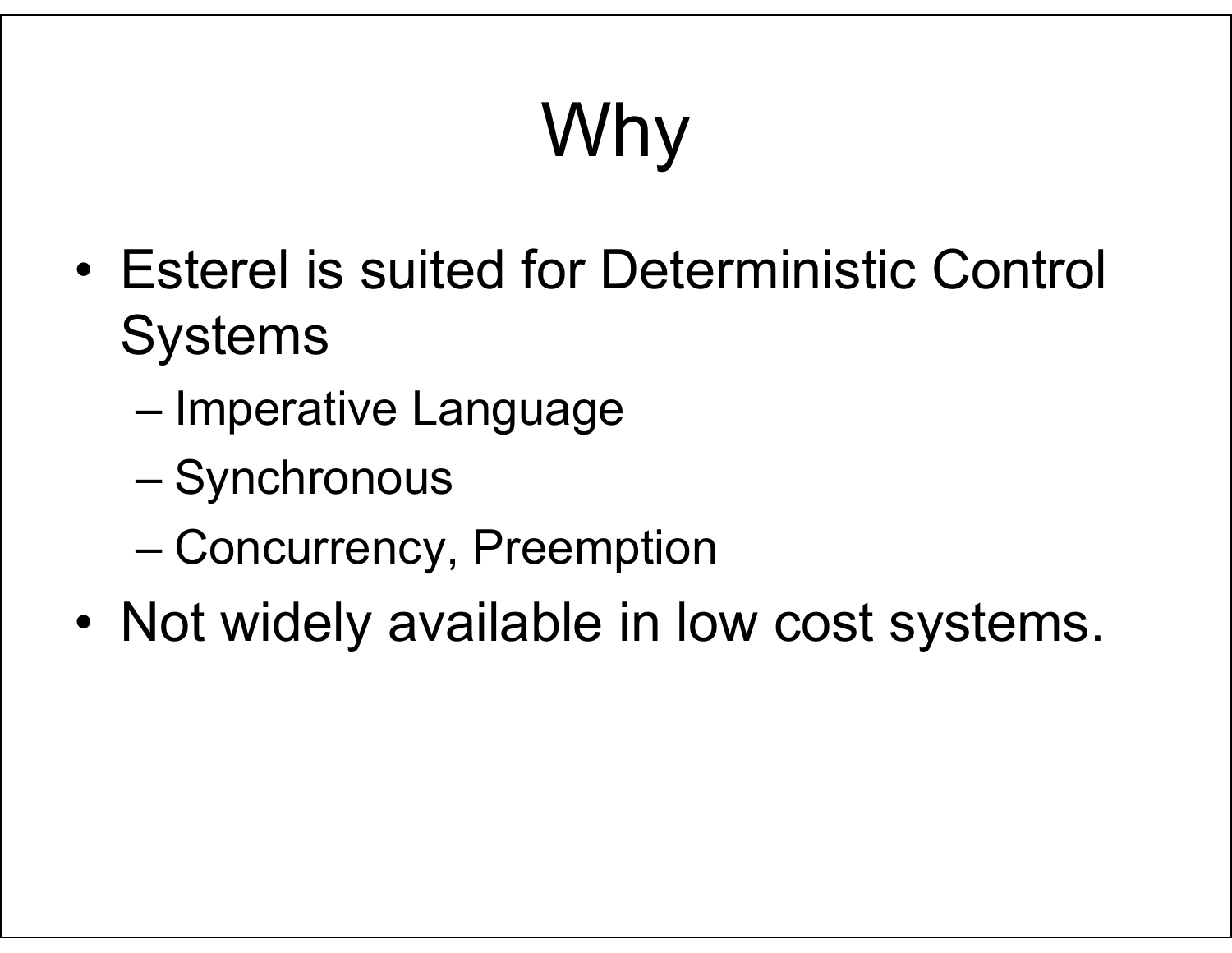# Why

- Esterel is suited for Deterministic Control Systems
  - Imperative Language
  - Synchronous
  - Concurrency, Preemption
- Not widely available in low cost systems.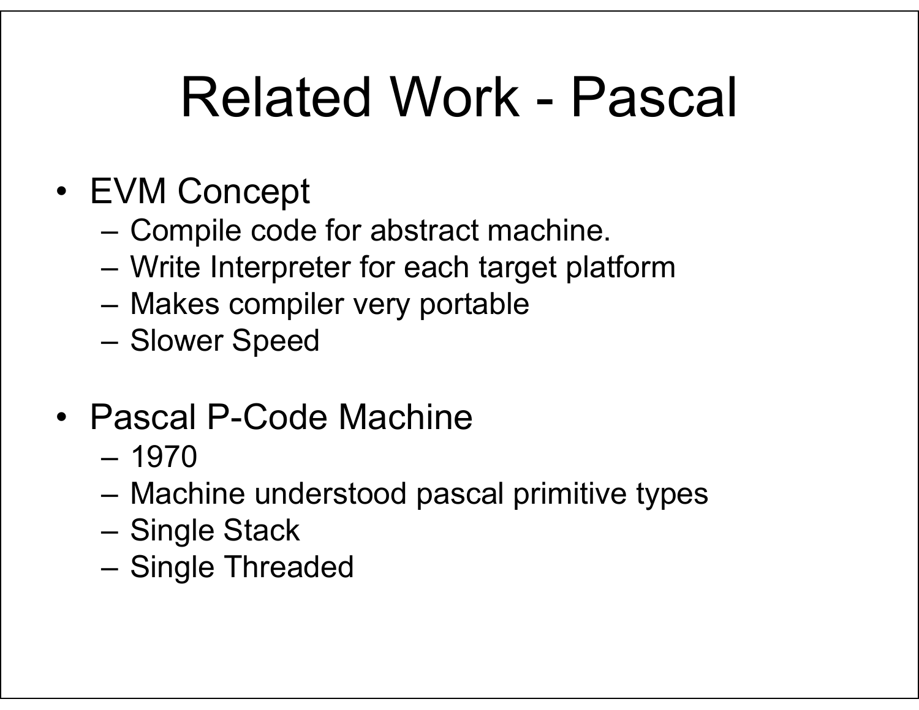# Related Work - Pascal

- EVM Concept
  - Compile code for abstract machine.
  - Write Interpreter for each target platform
  - Makes compiler very portable
  - Slower Speed
- Pascal P-Code Machine
  - 1970
  - Machine understood pascal primitive types
  - Single Stack
  - Single Threaded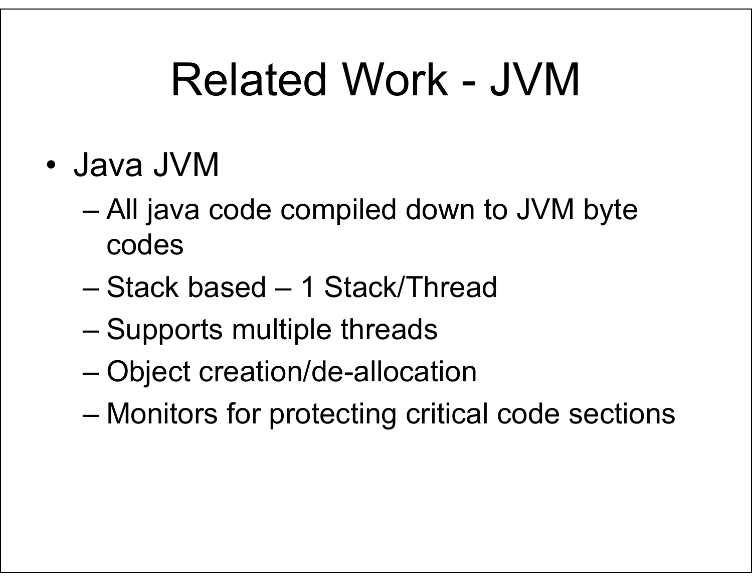# Related Work - JVM

- Java JVM
  - All java code compiled down to JVM byte codes
  - Stack based – 1 Stack/Thread
  - Supports multiple threads
  - Object creation/de-allocation
  - Monitors for protecting critical code sections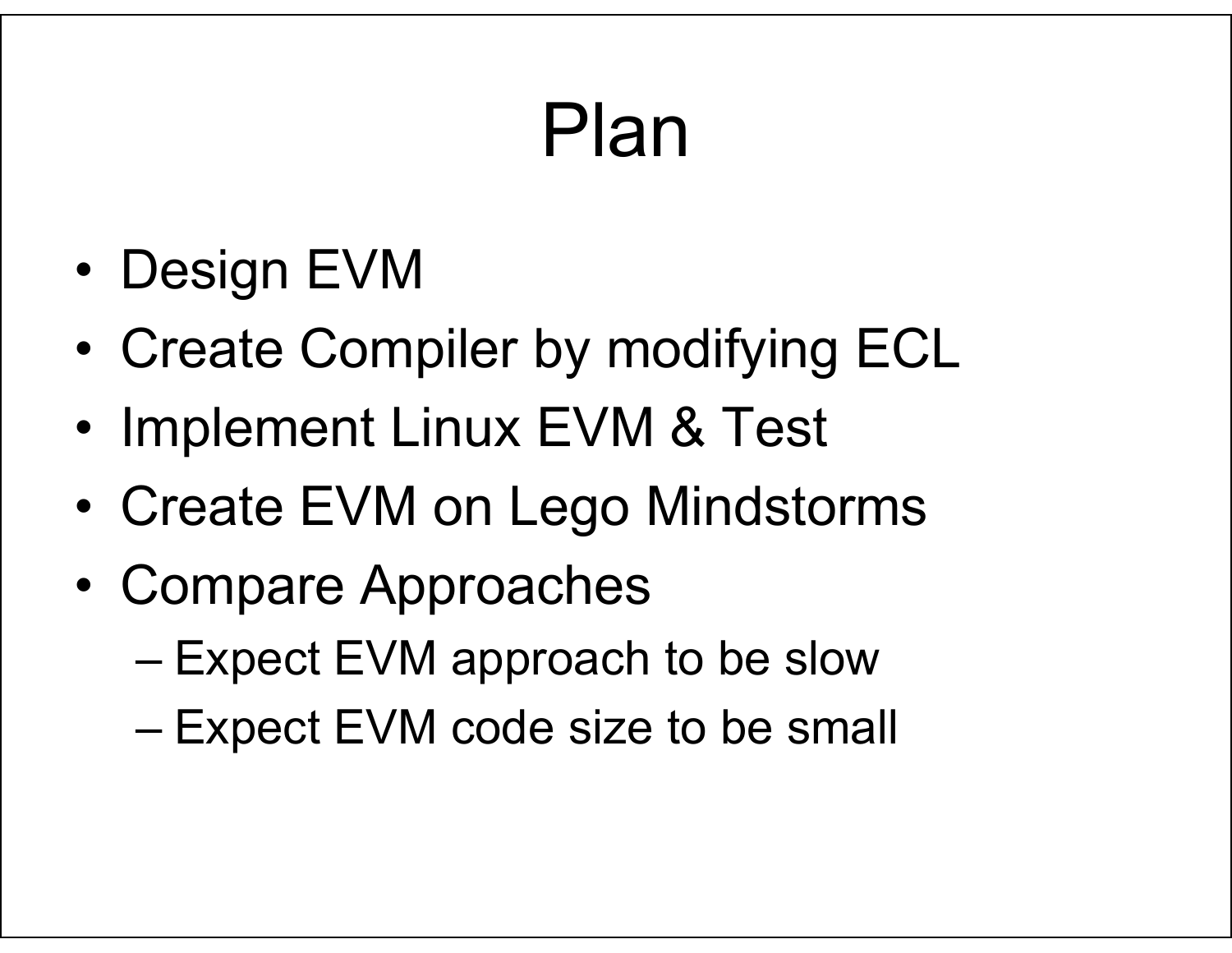# Plan

- Design EVM
- Create Compiler by modifying ECL
- Implement Linux EVM & Test
- Create EVM on Lego Mindstorms
- Compare Approaches
  - Expect EVM approach to be slow
  - Expect EVM code size to be small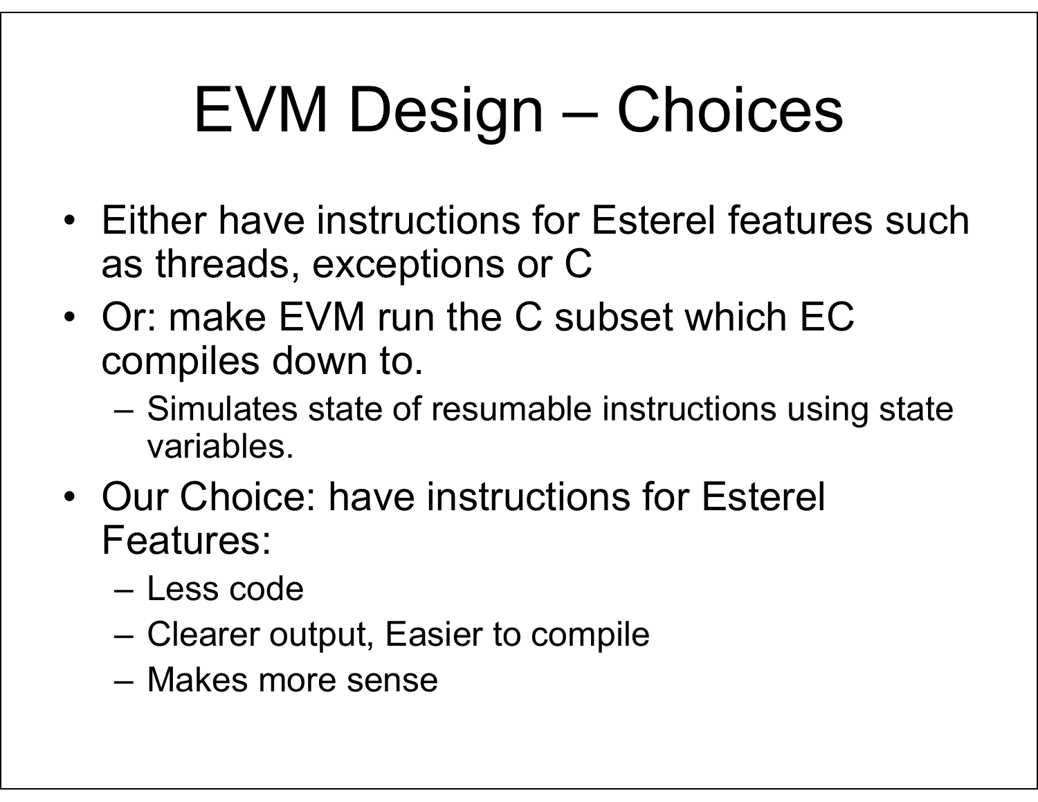# EVM Design – Choices

- Either have instructions for Esterel features such as threads, exceptions or C
- Or: make EVM run the C subset which EC compiles down to.
  - Simulates state of resumable instructions using state variables.
- Our Choice: have instructions for Esterel Features:
  - Less code
  - Clearer output, Easier to compile
  - Makes more sense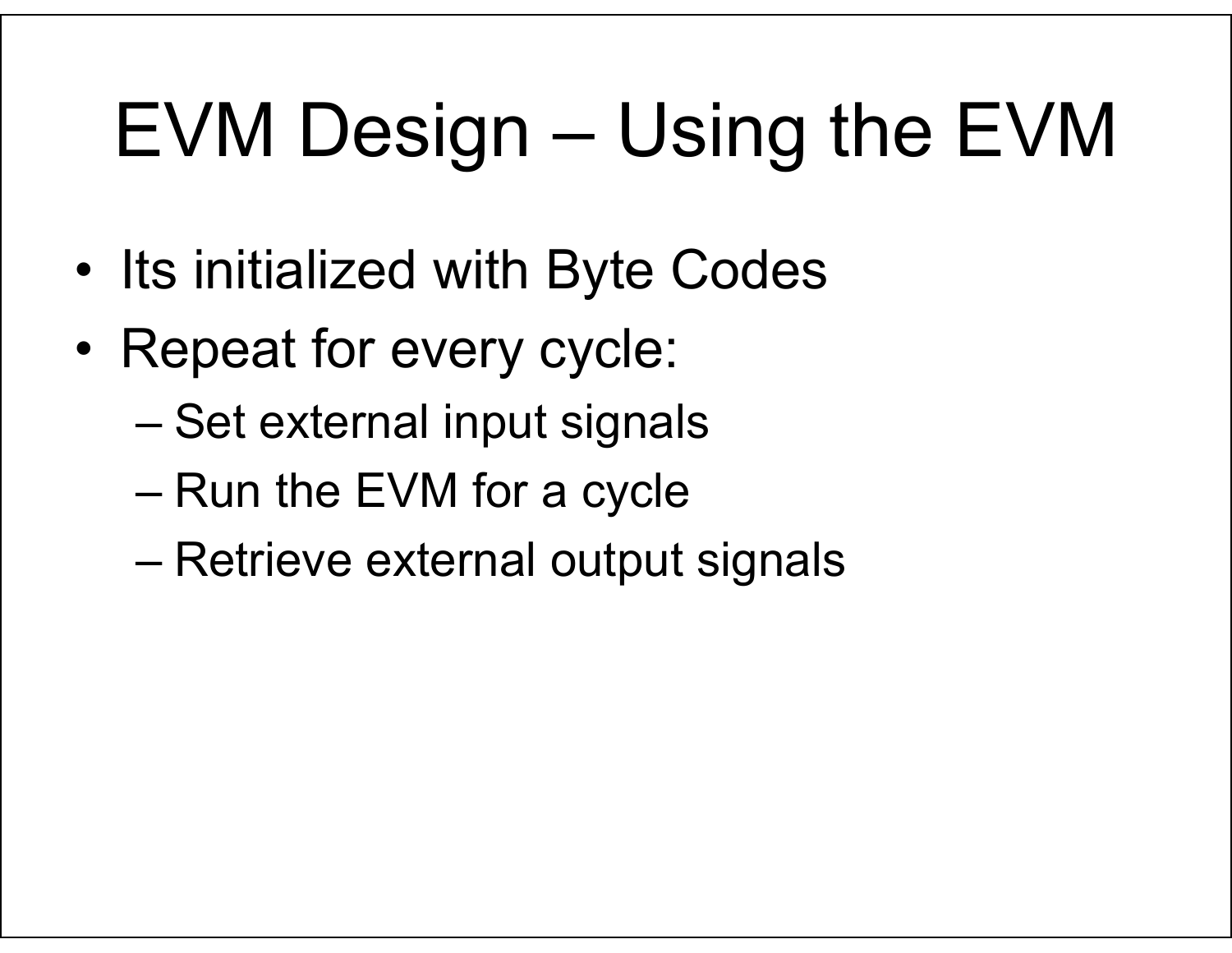# EVM Design – Using the EVM

- Its initialized with Byte Codes
- Repeat for every cycle:
  - Set external input signals
  - Run the EVM for a cycle
  - Retrieve external output signals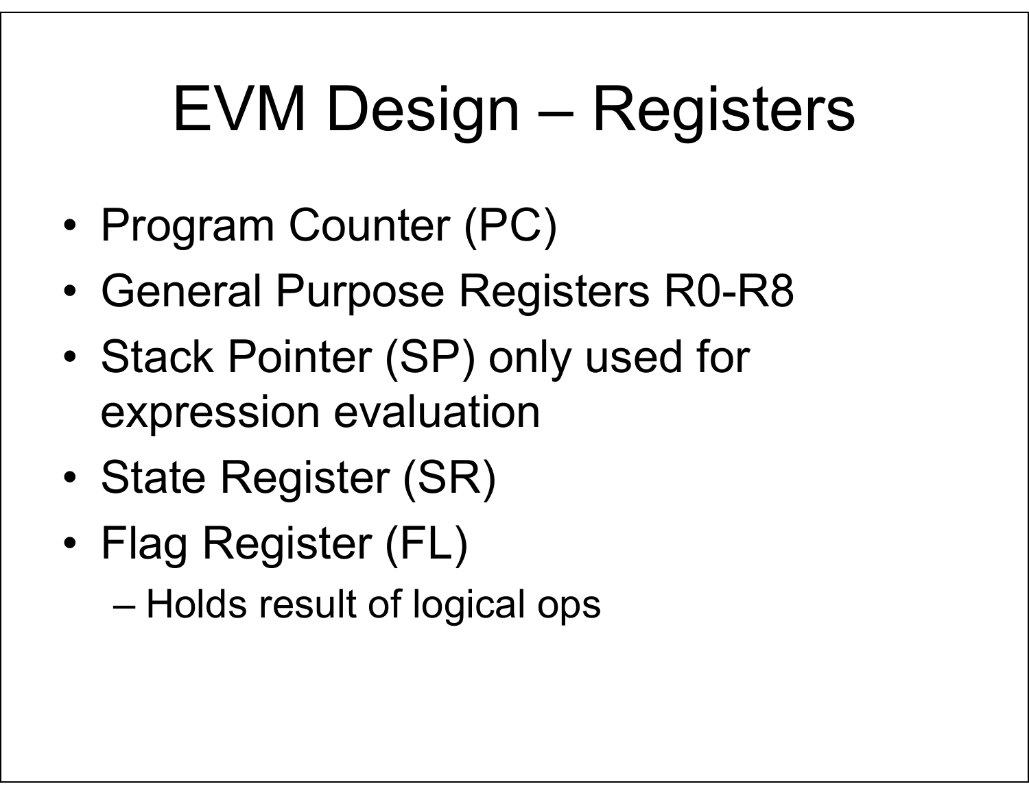# EVM Design – Registers

- Program Counter (PC)
- General Purpose Registers R0-R8
- Stack Pointer (SP) only used for expression evaluation
- State Register (SR)
- Flag Register (FL)
  - Holds result of logical ops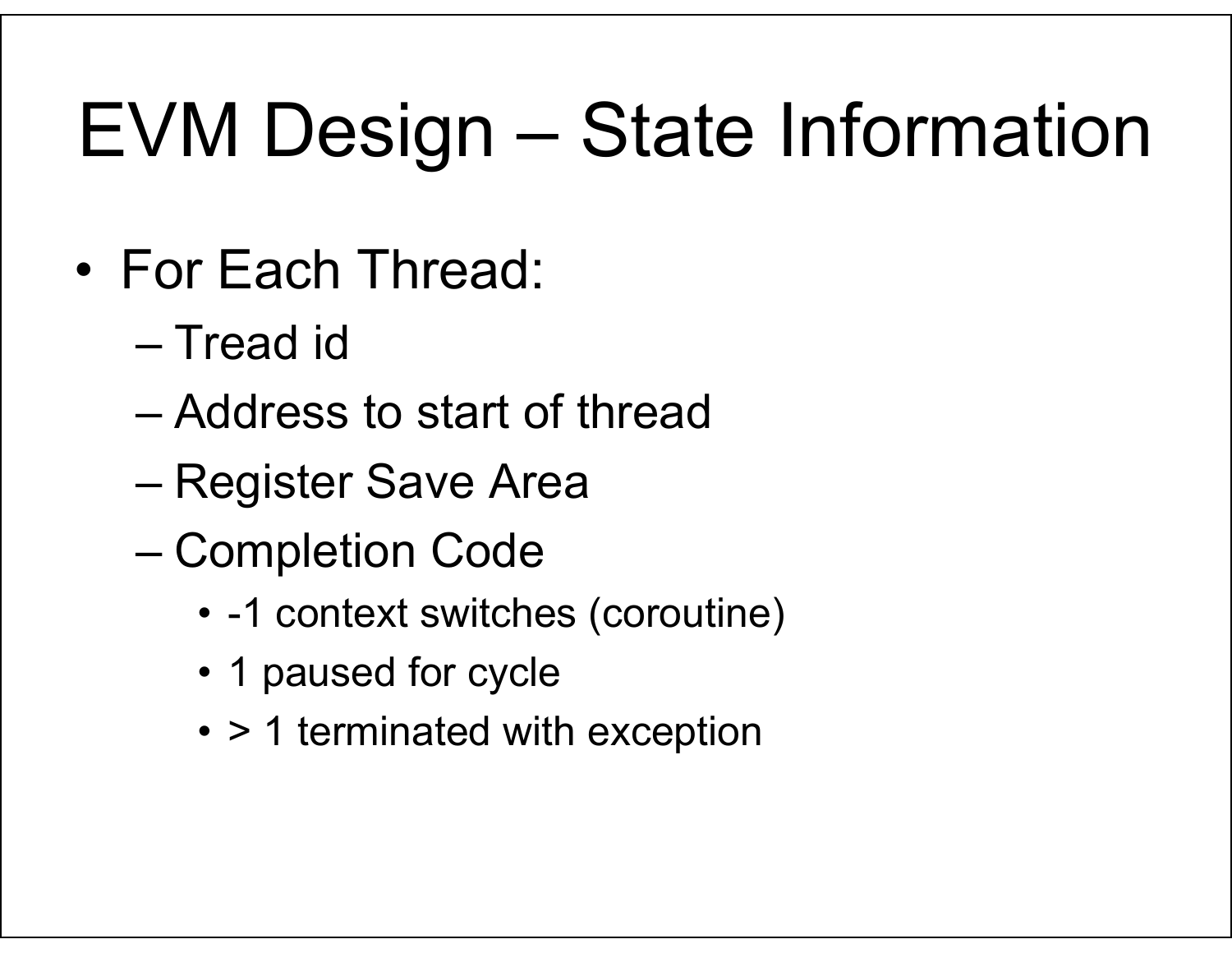# EVM Design – State Information

- For Each Thread:
  - Tread id
  - Address to start of thread
  - Register Save Area
  - Completion Code
    - -1 context switches (coroutine)
    - 1 paused for cycle
    - > 1 terminated with exception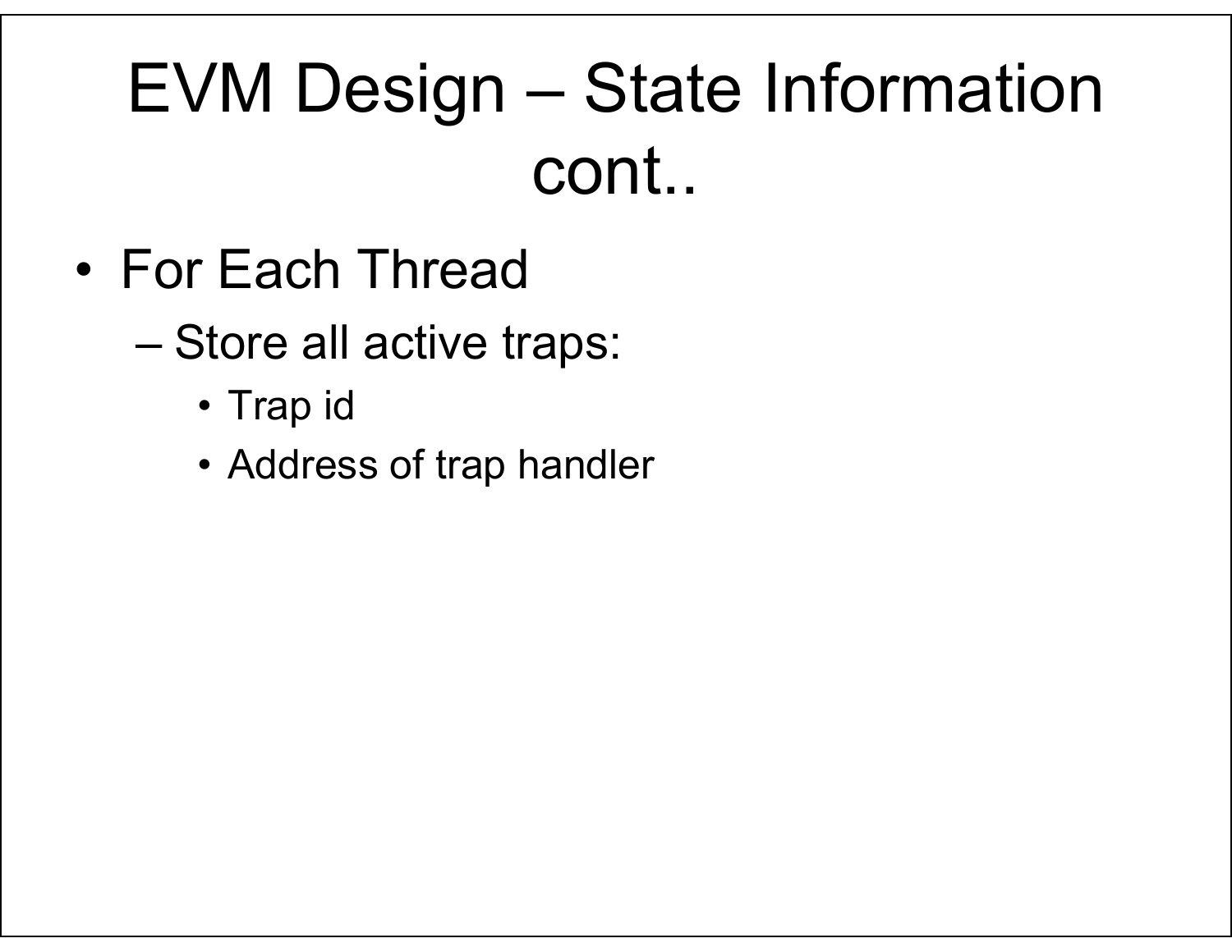# EVM Design – State Information cont..

- For Each Thread
  - Store all active traps:
    - Trap id
    - Address of trap handler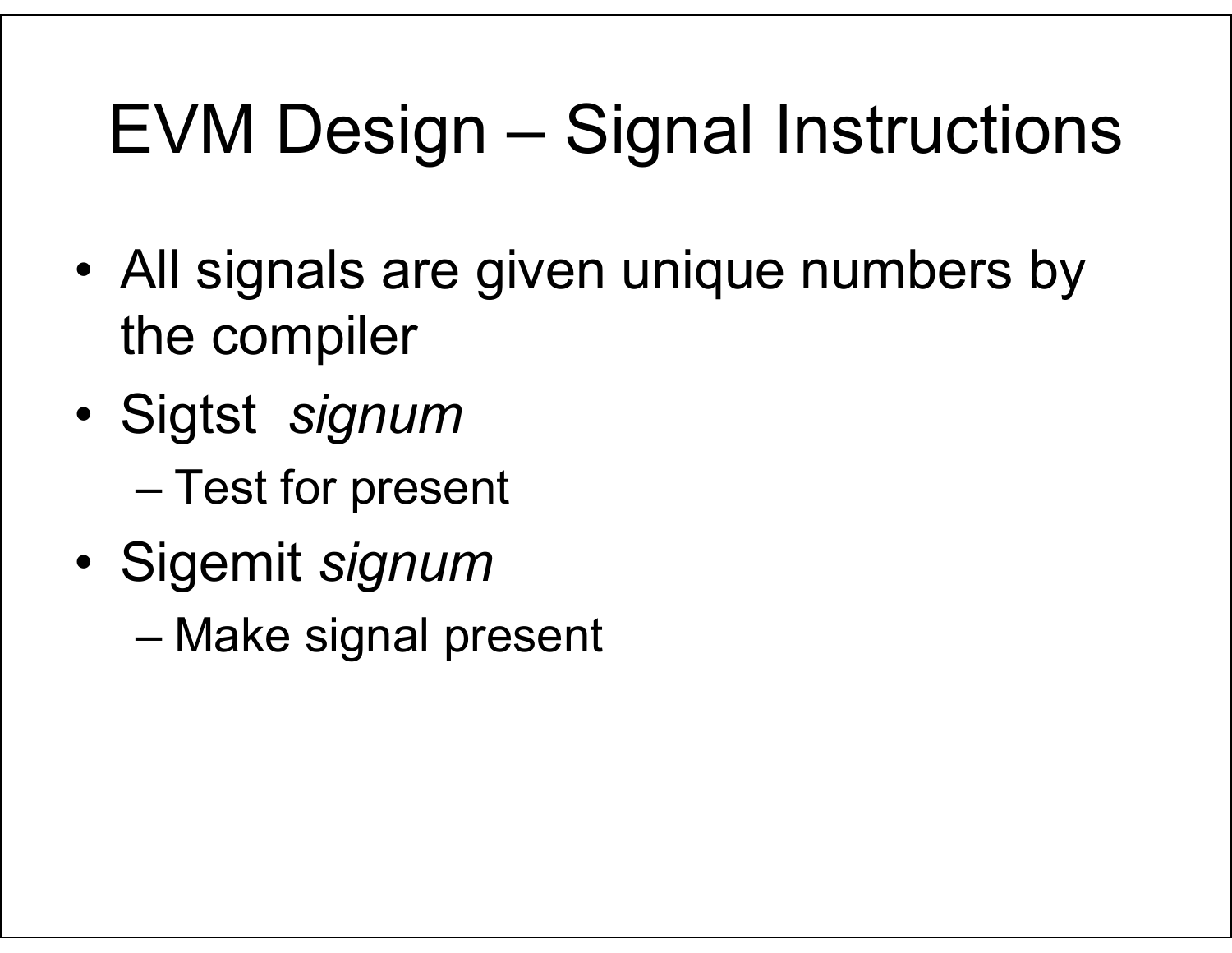# EVM Design – Signal Instructions

- All signals are given unique numbers by the compiler
- Sigtst *signum*
  - Test for present
- Sigemit *signum*
  - Make signal present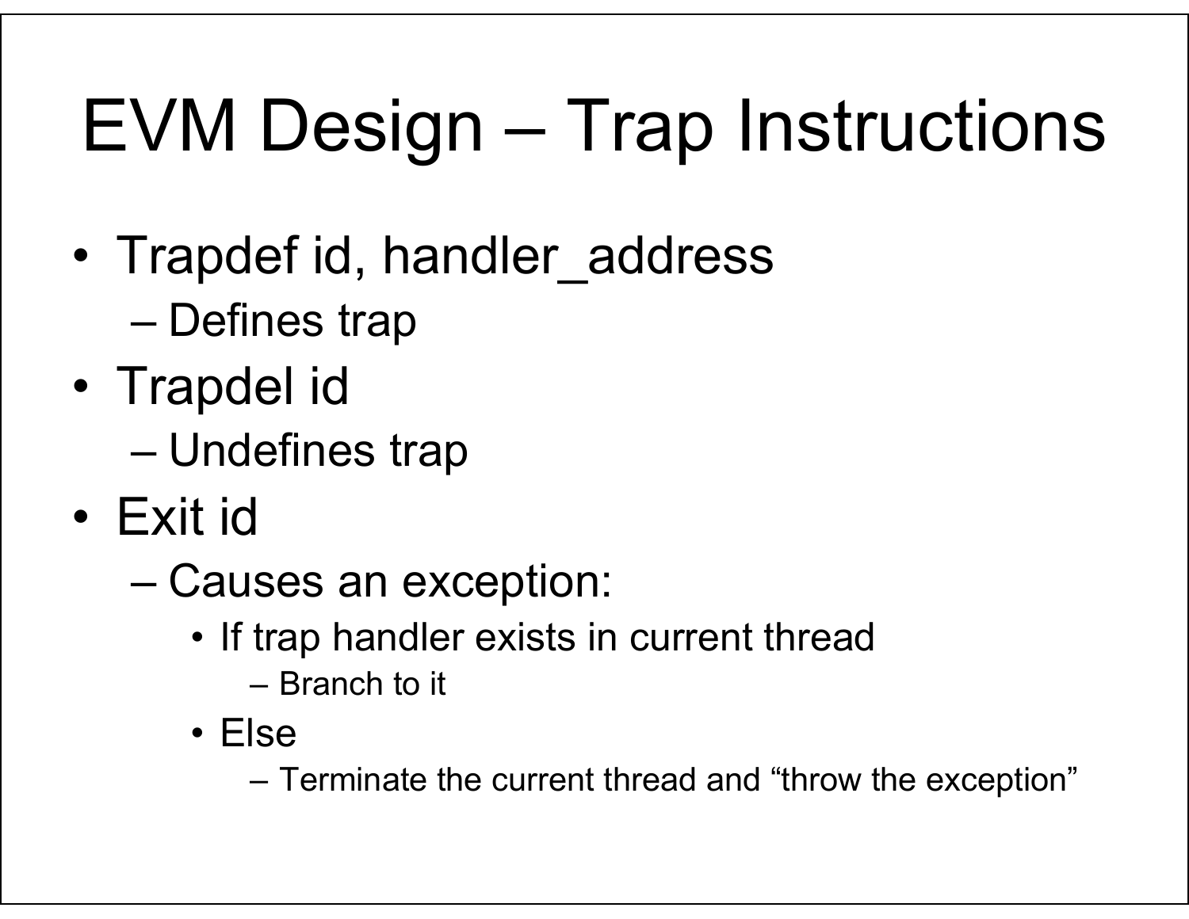# EVM Design – Trap Instructions

- Trapdef id, handler_address
  - Defines trap
- Trapdel id
  - Undefines trap
- Exit id
  - Causes an exception:
    - If trap handler exists in current thread
      - Branch to it
    - Else
      - Terminate the current thread and "throw the exception"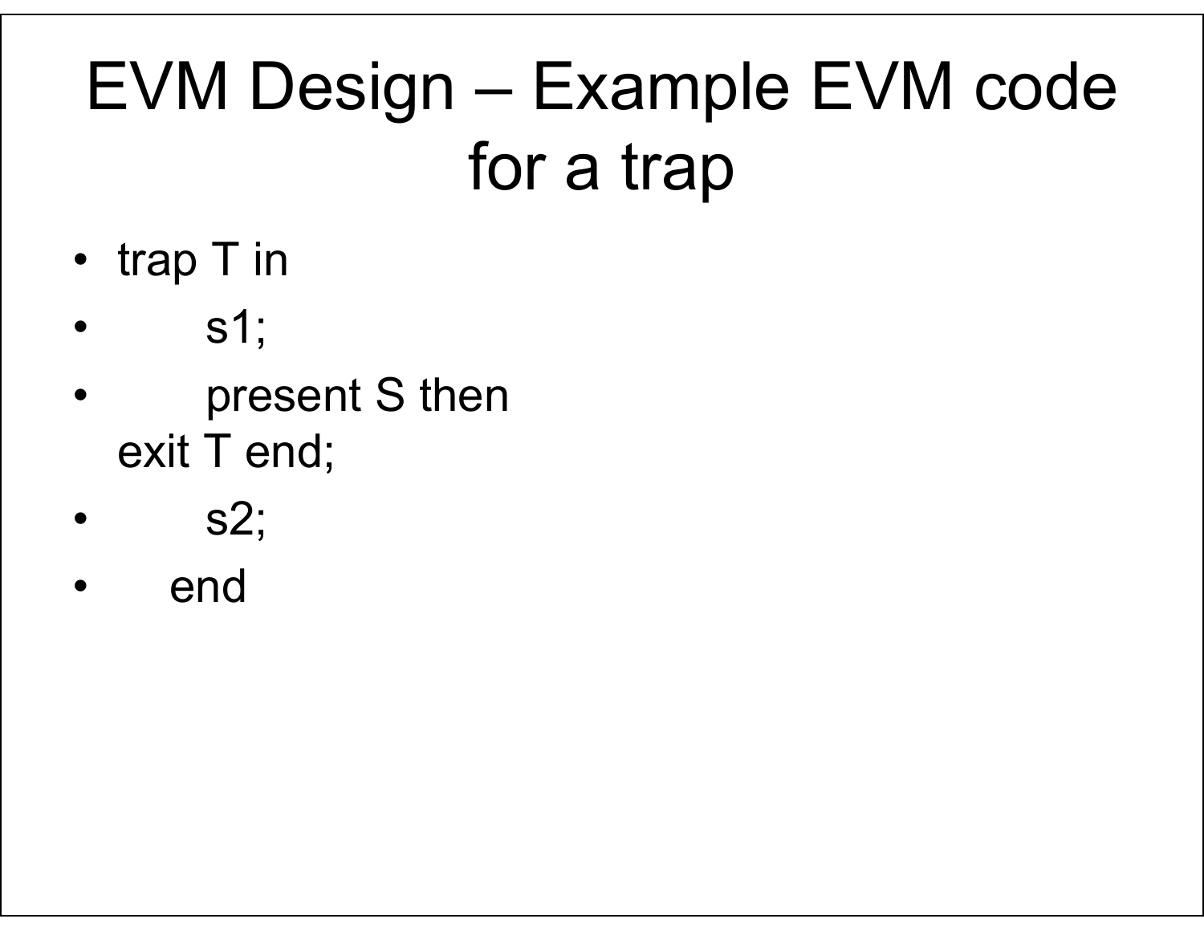# EVM Design – Example EVM code for a trap

- trap T in
- s1;
- present S then exit T end;
- s2;
- end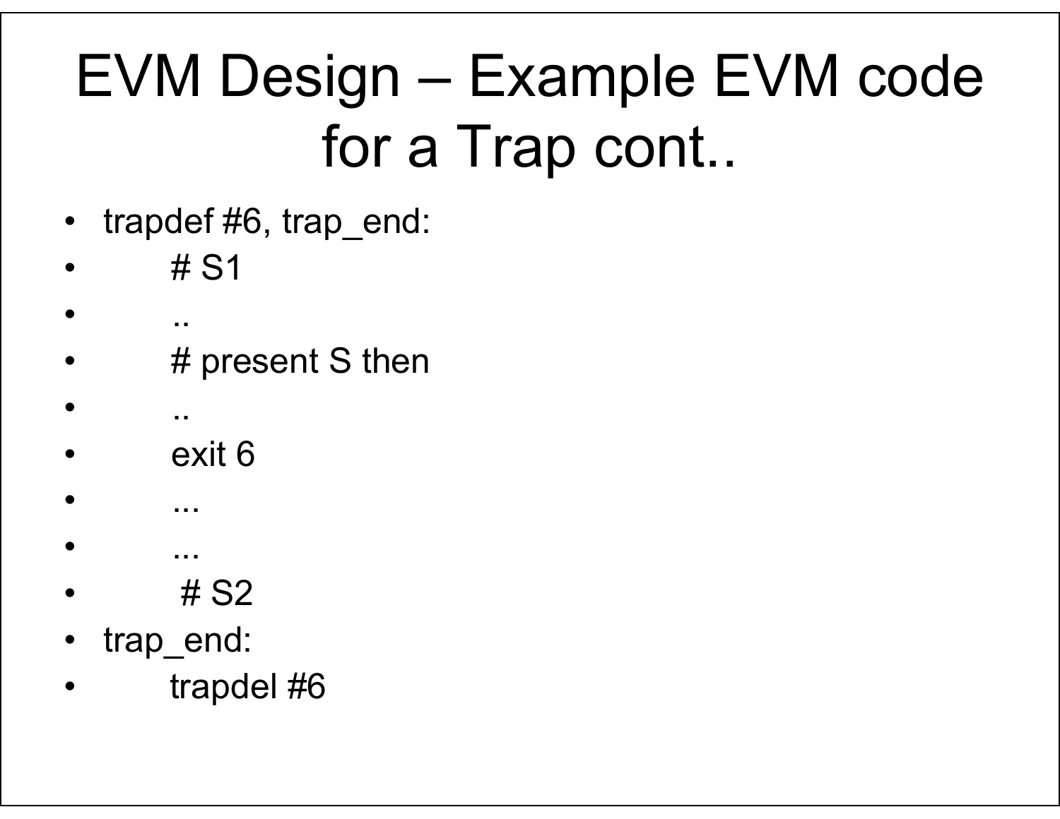# EVM Design – Example EVM code for a Trap cont..

- trapdef #6, trap_end:
- # S1
- ..
- # present S then
- ..
- exit 6
- ...
- ...
- # S2
- trap_end:
- trapdel #6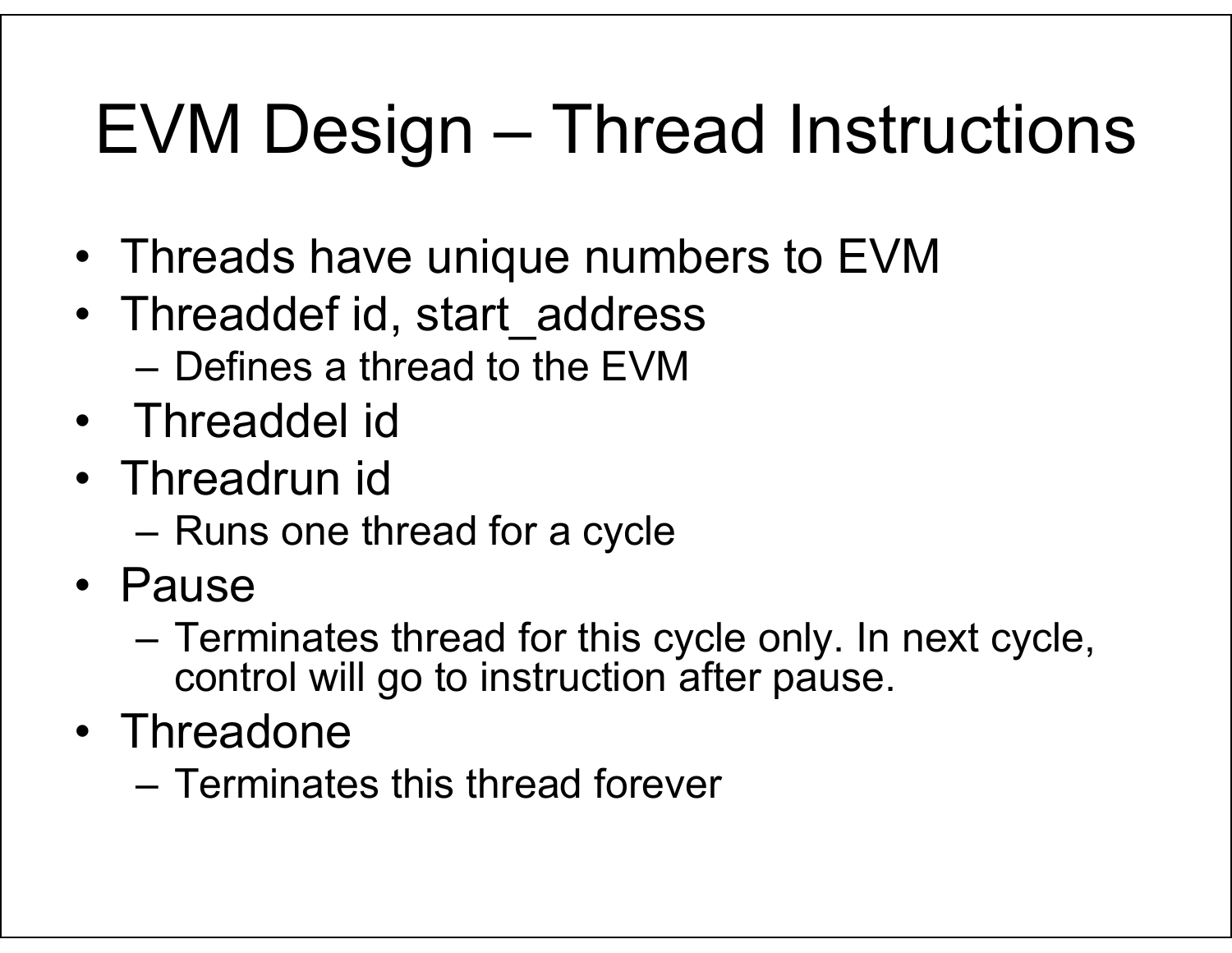# EVM Design – Thread Instructions

- Threads have unique numbers to EVM
- Threaddef id, start_address
  - Defines a thread to the EVM
- Threaddel id
- Threadrun id
  - Runs one thread for a cycle
- Pause
  - Terminates thread for this cycle only. In next cycle, control will go to instruction after pause.
- Threadone
  - Terminates this thread forever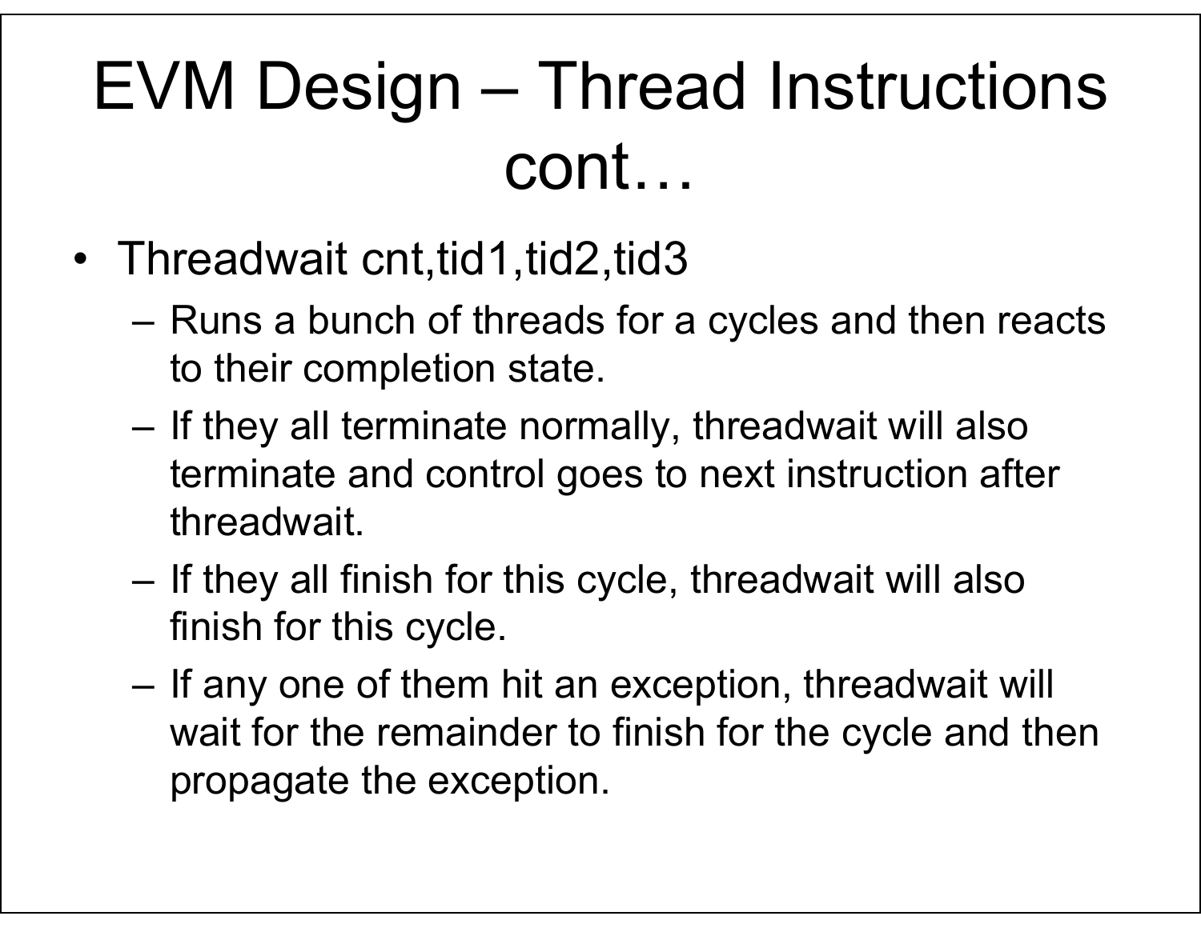# EVM Design – Thread Instructions cont…

- Threadwait cnt,tid1,tid2,tid3
  - Runs a bunch of threads for a cycles and then reacts to their completion state.
  - If they all terminate normally, threadwait will also terminate and control goes to next instruction after threadwait.
  - If they all finish for this cycle, threadwait will also finish for this cycle.
  - If any one of them hit an exception, threadwait will wait for the remainder to finish for the cycle and then propagate the exception.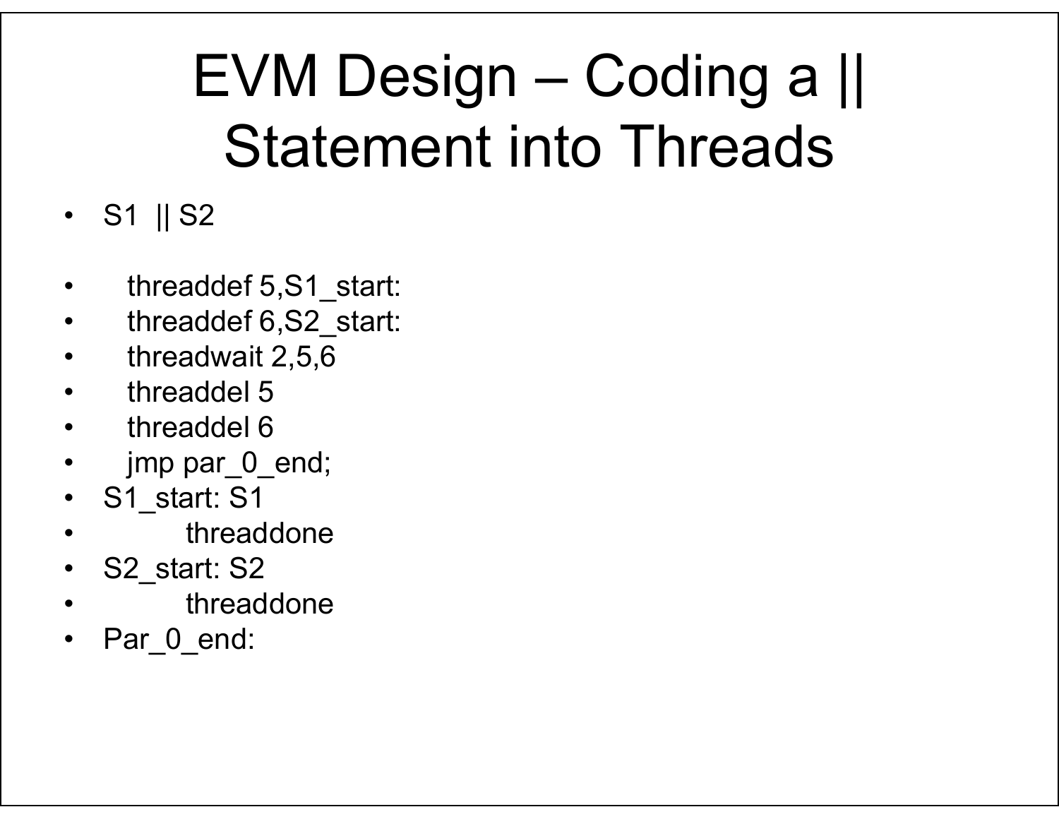# EVM Design – Coding a || Statement into Threads

- S1 || S2

```
  threaddef 5,S1_start:
  threaddef 6,S2_start:
  threadwait 2,5,6
  threaddel 5
  threaddel 6
  jmp par_0_end;
S1_start: S1
      threaddone
S2_start: S2
      threaddone
Par_0_end:
```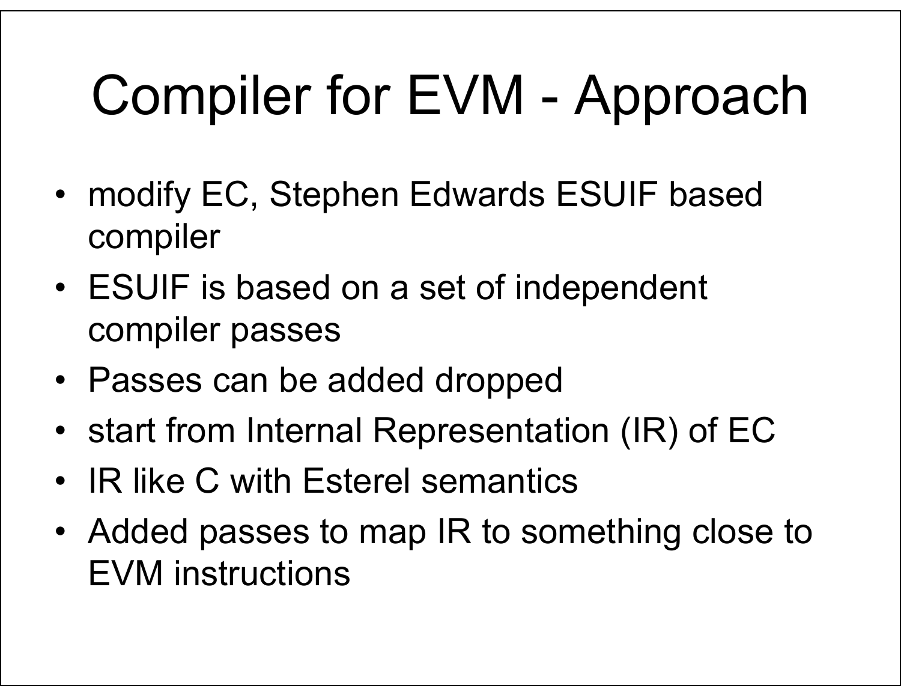# Compiler for EVM - Approach

- modify EC, Stephen Edwards ESUIF based compiler
- ESUIF is based on a set of independent compiler passes
- Passes can be added dropped
- start from Internal Representation (IR) of EC
- IR like C with Esterel semantics
- Added passes to map IR to something close to EVM instructions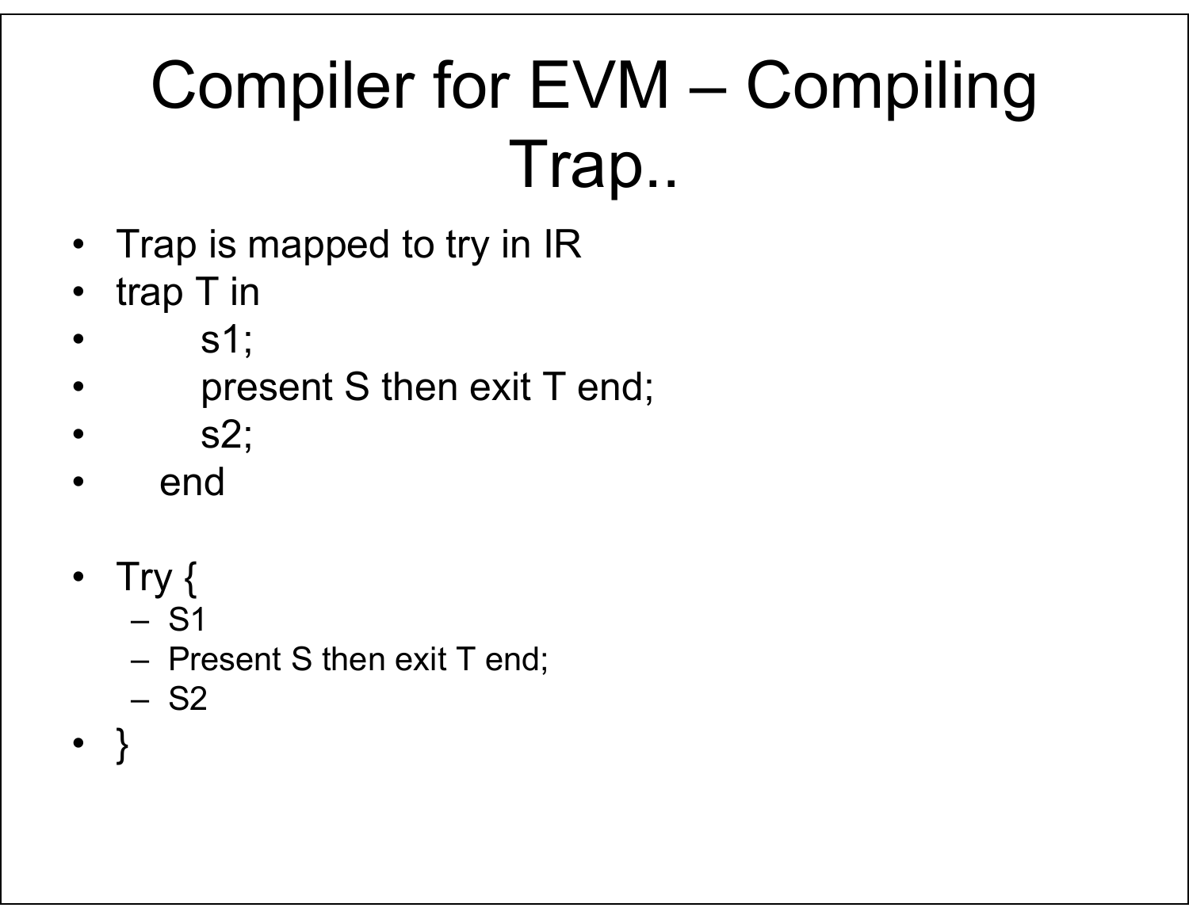# Compiler for EVM – Compiling Trap..

- Trap is mapped to try in IR
- trap T in
-         s1;
-         present S then exit T end;
-         s2;
-     end

- Try {
  - S1
  - Present S then exit T end;
  - S2
- }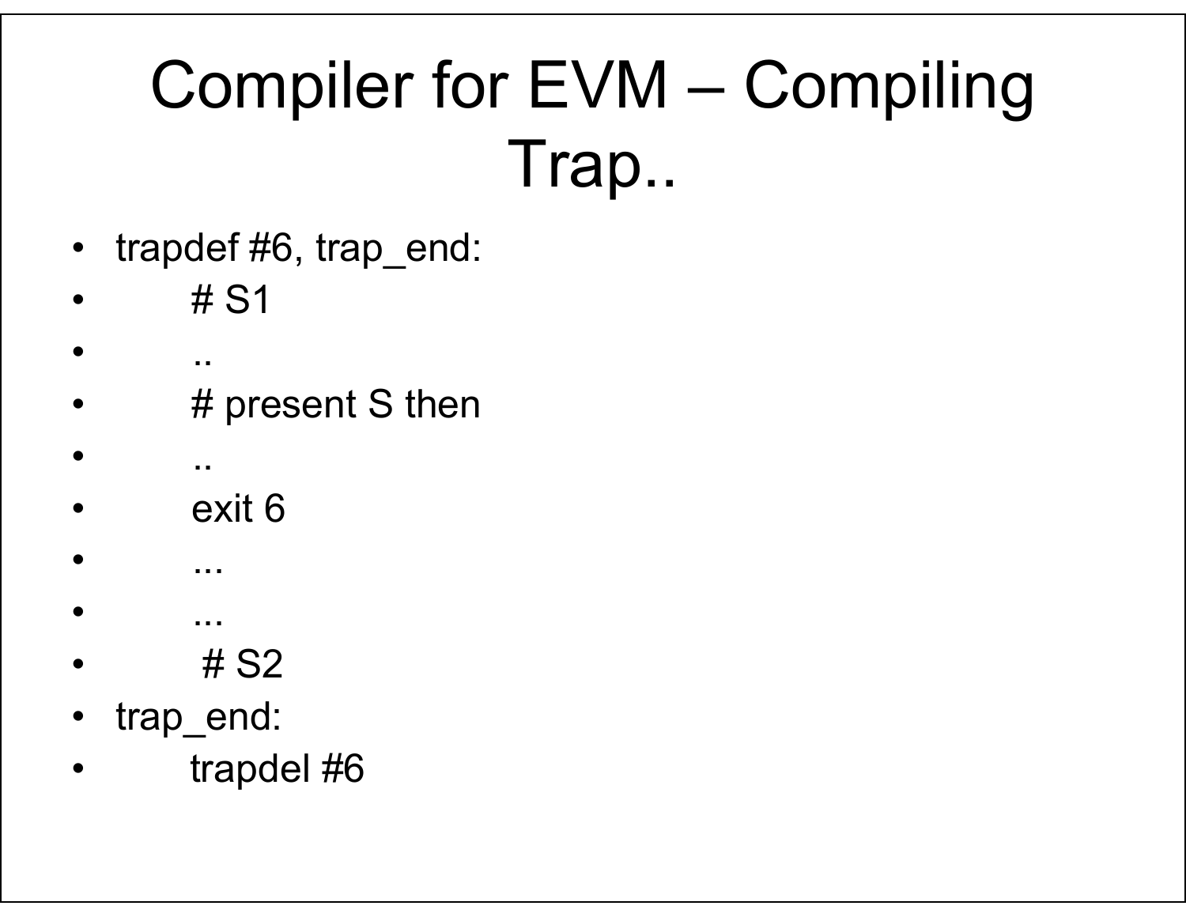# Compiler for EVM – Compiling Trap..

- trapdef #6, trap_end:
-  # S1
-  ..
-  # present S then
-  ..
-  exit 6
-  ...
-  ...
-  # S2
- trap_end:
-  trapdel #6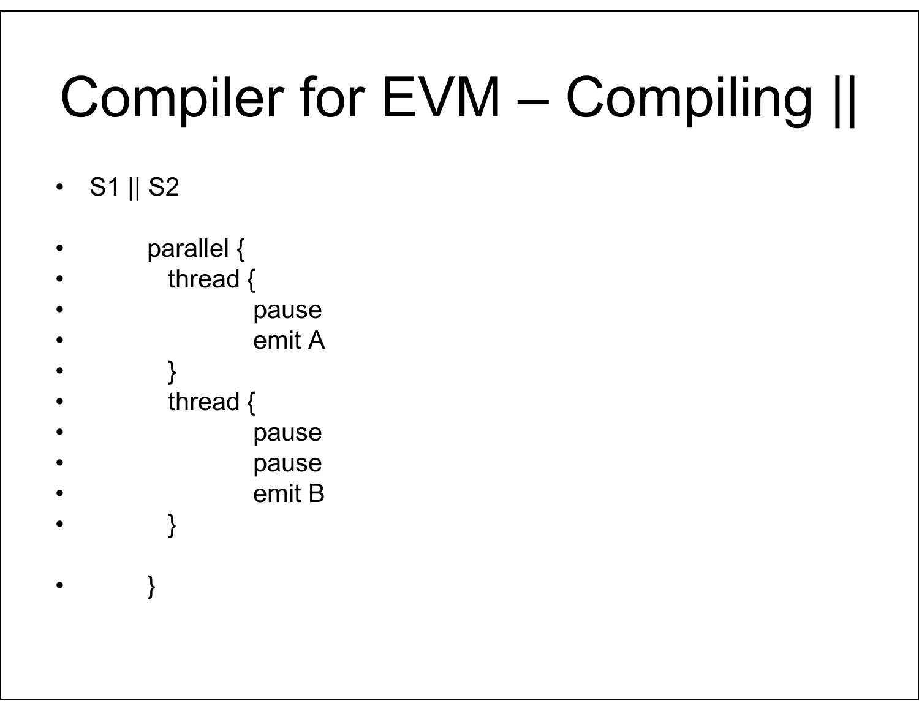# Compiler for EVM – Compiling ||

- S1 || S2

```
parallel {
  thread {
      pause
      emit A
  }
  thread {
      pause
      pause
      emit B
  }

}
```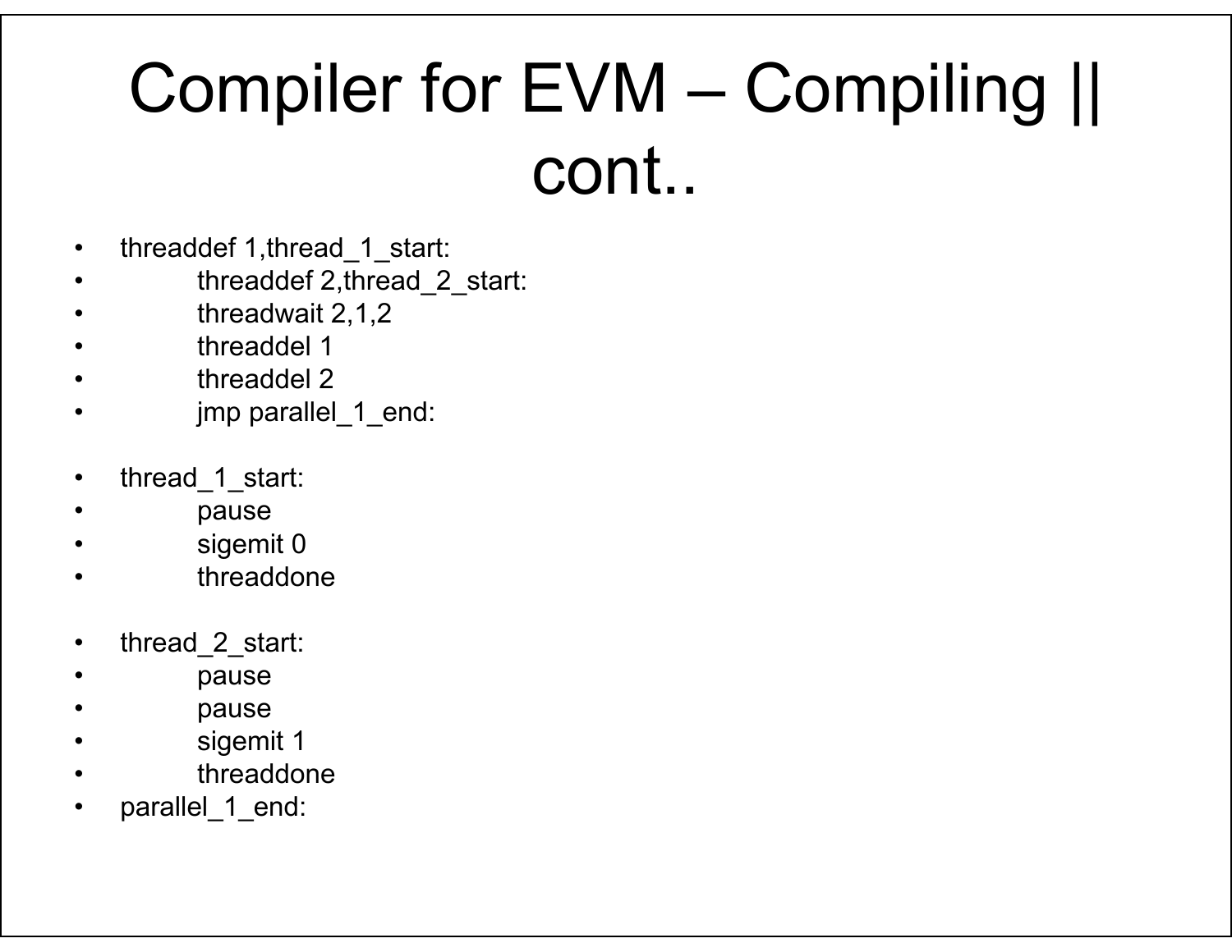# Compiler for EVM – Compiling || cont..

```
threaddef 1,thread_1_start:
        threaddef 2,thread_2_start:
        threadwait 2,1,2
        threaddel 1
        threaddel 2
        jmp parallel_1_end:

thread_1_start:
        pause
        sigemit 0
        threaddone

thread_2_start:
        pause
        pause
        sigemit 1
        threaddone
parallel_1_end:
```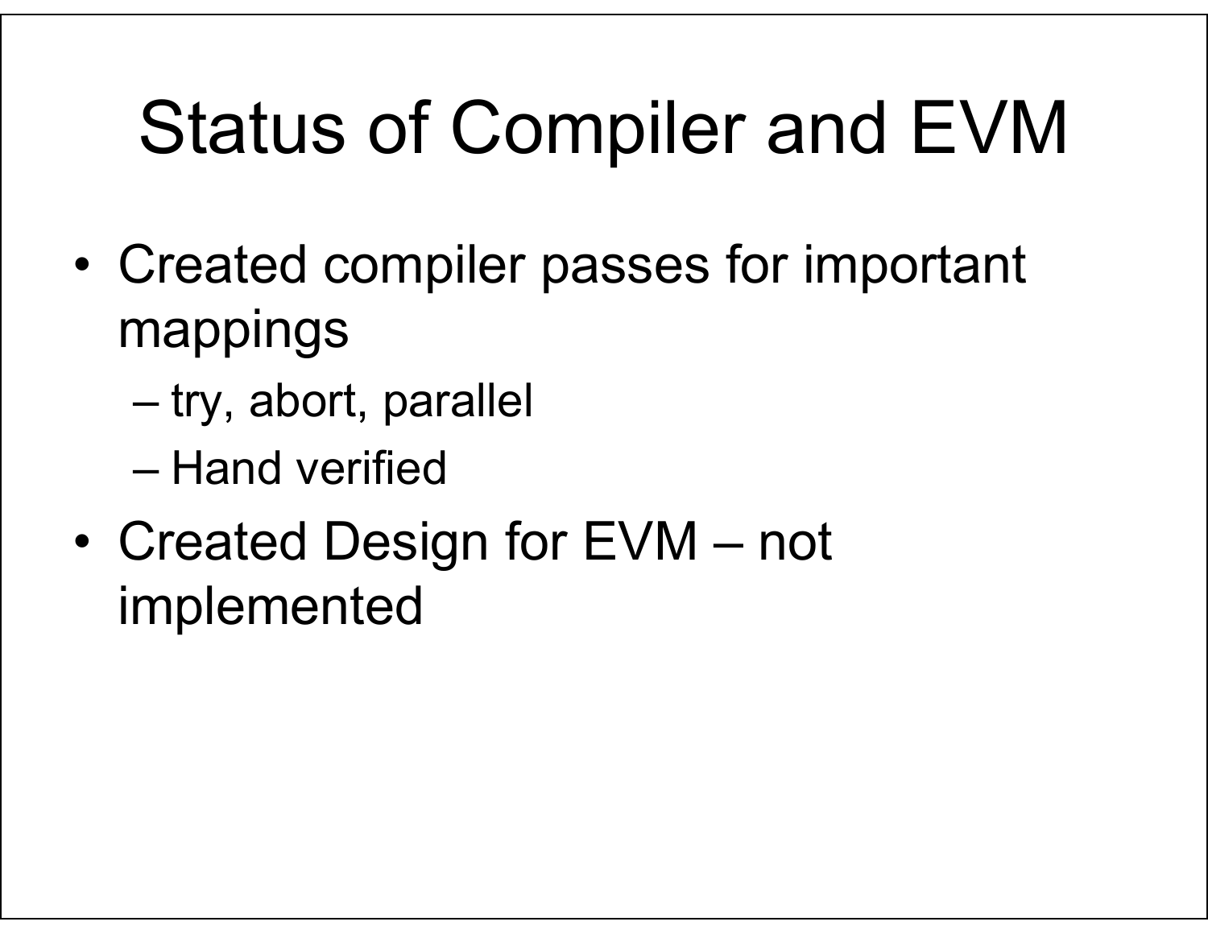# Status of Compiler and EVM

- Created compiler passes for important mappings
  - try, abort, parallel
  - Hand verified
- Created Design for EVM – not implemented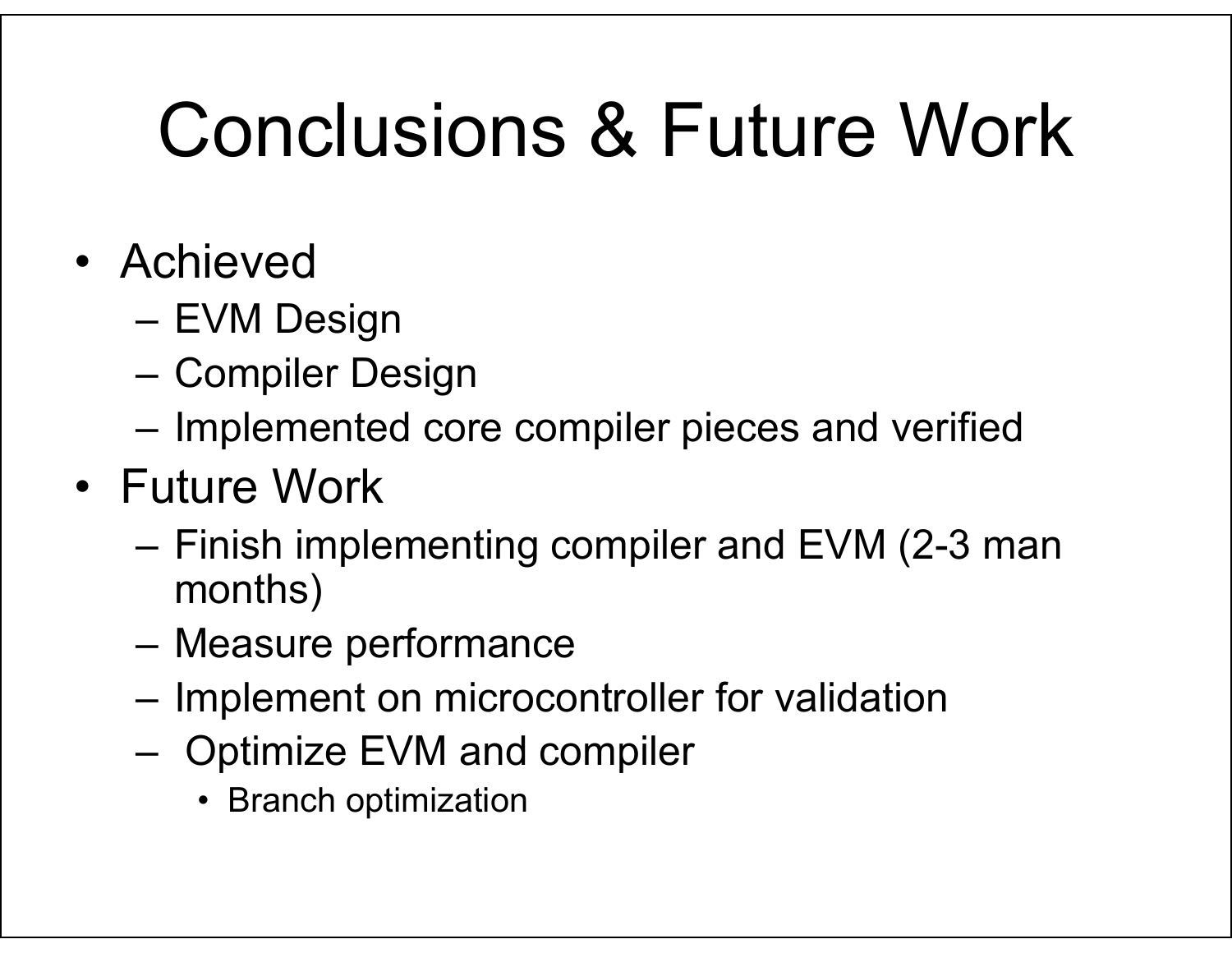# Conclusions & Future Work

- Achieved
  - EVM Design
  - Compiler Design
  - Implemented core compiler pieces and verified
- Future Work
  - Finish implementing compiler and EVM (2-3 man months)
  - Measure performance
  - Implement on microcontroller for validation
  - Optimize EVM and compiler
    - Branch optimization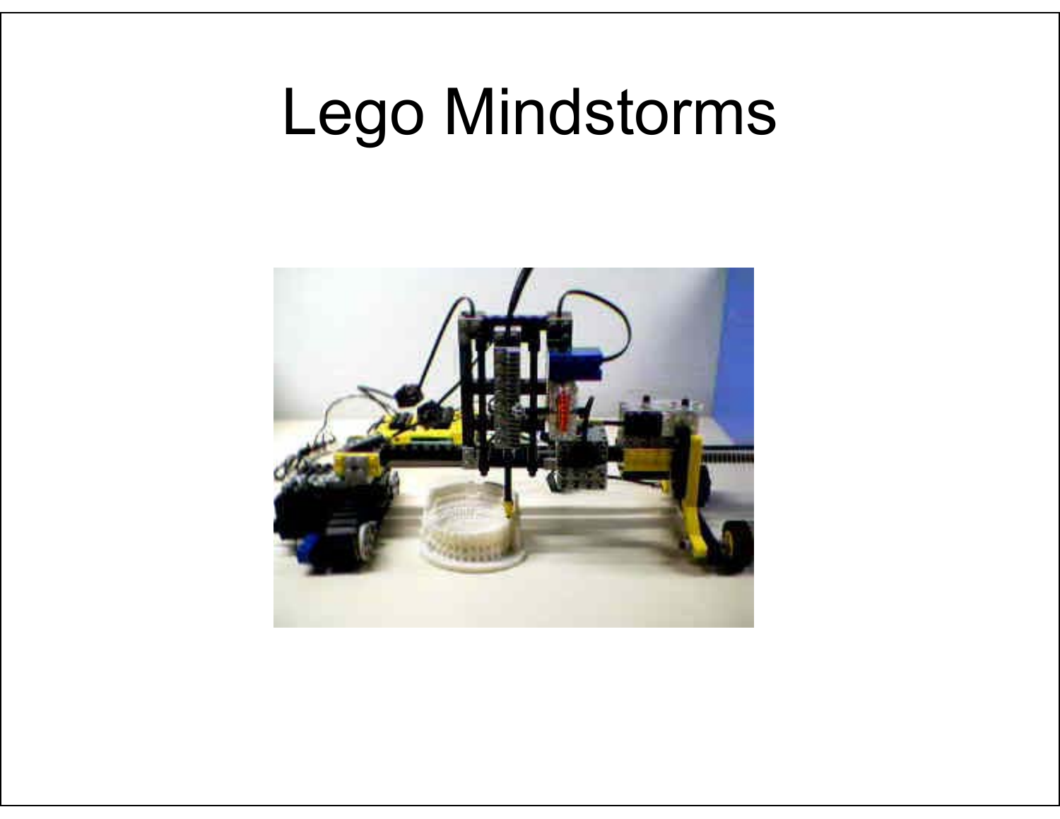# Lego Mindstorms